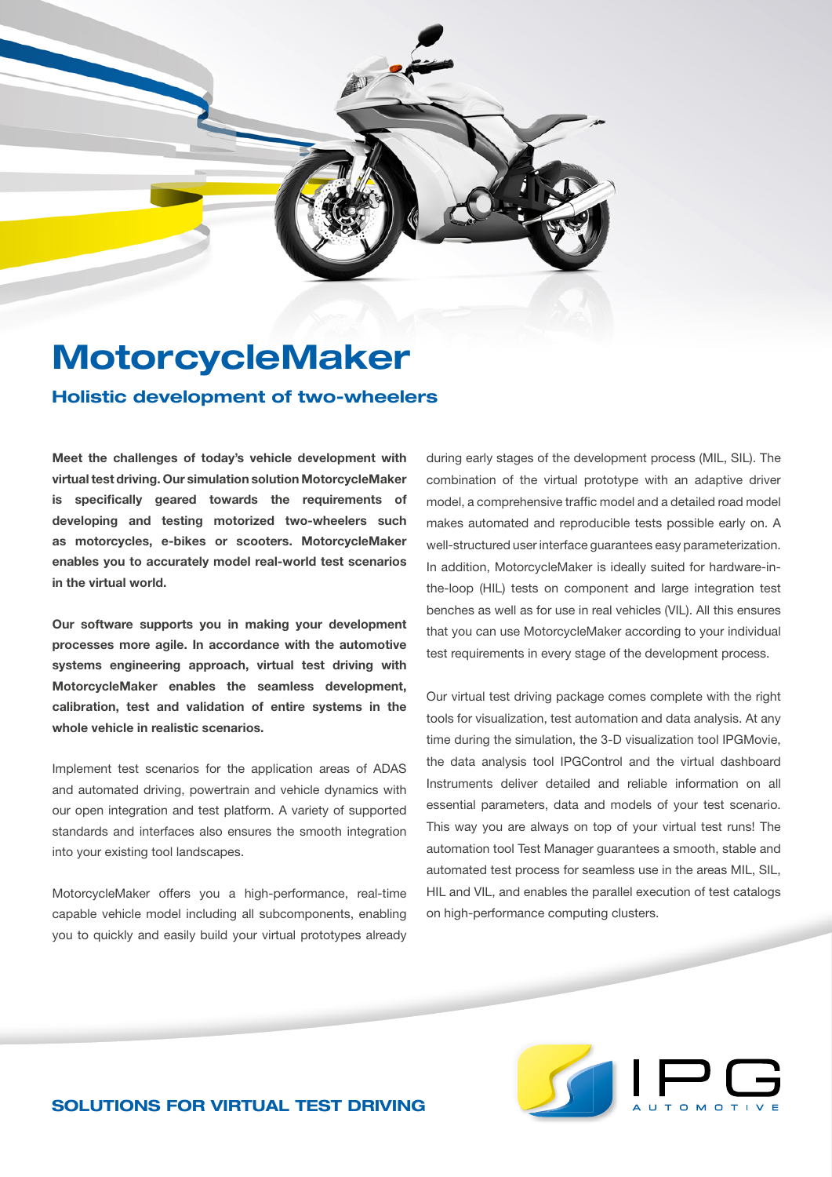# MotorcycleMaker

## Holistic development of two-wheelers

**Meet the challenges of today's vehicle development with virtual test driving. Our simulation solution MotorcycleMaker is specifically geared towards the requirements of developing and testing motorized two-wheelers such as motorcycles, e-bikes or scooters. MotorcycleMaker enables you to accurately model real-world test scenarios in the virtual world.**

**Our software supports you in making your development processes more agile. In accordance with the automotive systems engineering approach, virtual test driving with MotorcycleMaker enables the seamless development, calibration, test and validation of entire systems in the whole vehicle in realistic scenarios.**

Implement test scenarios for the application areas of ADAS and automated driving, powertrain and vehicle dynamics with our open integration and test platform. A variety of supported standards and interfaces also ensures the smooth integration into your existing tool landscapes.

MotorcycleMaker offers you a high-performance, real-time capable vehicle model including all subcomponents, enabling you to quickly and easily build your virtual prototypes already during early stages of the development process (MIL, SIL). The combination of the virtual prototype with an adaptive driver model, a comprehensive traffic model and a detailed road model makes automated and reproducible tests possible early on. A well-structured user interface guarantees easy parameterization. In addition, MotorcycleMaker is ideally suited for hardware-in-the-loop (HIL) tests on component and large integration test benches as well as for use in real vehicles (VIL). All this ensures that you can use MotorcycleMaker according to your individual test requirements in every stage of the development process.

Our virtual test driving package comes complete with the right tools for visualization, test automation and data analysis. At any time during the simulation, the 3-D visualization tool IPGMovie, the data analysis tool IPGControl and the virtual dashboard Instruments deliver detailed and reliable information on all essential parameters, data and models of your test scenario. This way you are always on top of your virtual test runs! The automation tool Test Manager guarantees a smooth, stable and automated test process for seamless use in the areas MIL, SIL, HIL and VIL, and enables the parallel execution of test catalogs on high-performance computing clusters.

**SOLUTIONS FOR VIRTUAL TEST DRIVING**

IPG AUTOMOTIVE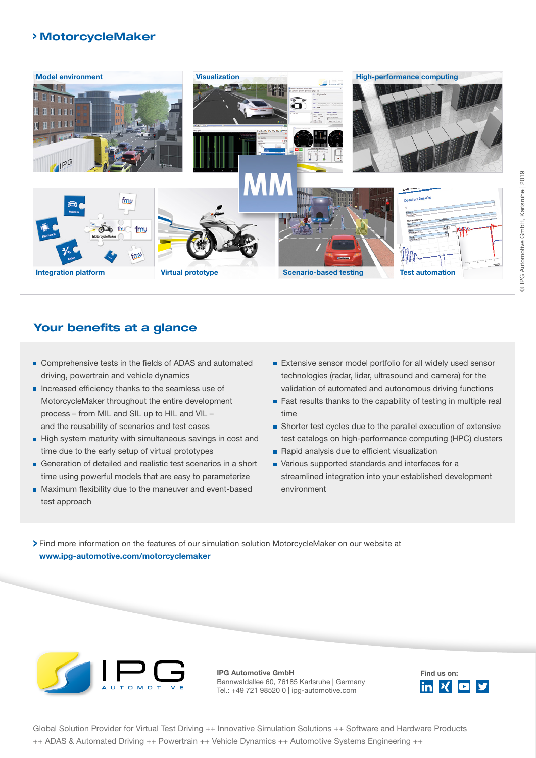## > MotorcycleMaker

Model environment

Visualization

High-performance computing

Integration platform

Virtual prototype

Scenario-based testing

Test automation

© IPG Automotive GmbH, Karlsruhe | 2019

## Your benefits at a glance

- Comprehensive tests in the fields of ADAS and automated driving, powertrain and vehicle dynamics
- Increased efficiency thanks to the seamless use of MotorcycleMaker throughout the entire development process – from MIL and SIL up to HIL and VIL – and the reusability of scenarios and test cases
- High system maturity with simultaneous savings in cost and time due to the early setup of virtual prototypes
- Generation of detailed and realistic test scenarios in a short time using powerful models that are easy to parameterize
- Maximum flexibility due to the maneuver and event-based test approach
- Extensive sensor model portfolio for all widely used sensor technologies (radar, lidar, ultrasound and camera) for the validation of automated and autonomous driving functions
- Fast results thanks to the capability of testing in multiple real time
- Shorter test cycles due to the parallel execution of extensive test catalogs on high-performance computing (HPC) clusters
- Rapid analysis due to efficient visualization
- Various supported standards and interfaces for a streamlined integration into your established development environment

> Find more information on the features of our simulation solution MotorcycleMaker on our website at **www.ipg-automotive.com/motorcyclemaker**

IPG AUTOMOTIVE

**IPG Automotive GmbH**
Bannwaldallee 60, 76185 Karlsruhe | Germany
Tel.: +49 721 98520 0 | ipg-automotive.com

**Find us on:**

Global Solution Provider for Virtual Test Driving ++ Innovative Simulation Solutions ++ Software and Hardware Products ++ ADAS & Automated Driving ++ Powertrain ++ Vehicle Dynamics ++ Automotive Systems Engineering ++